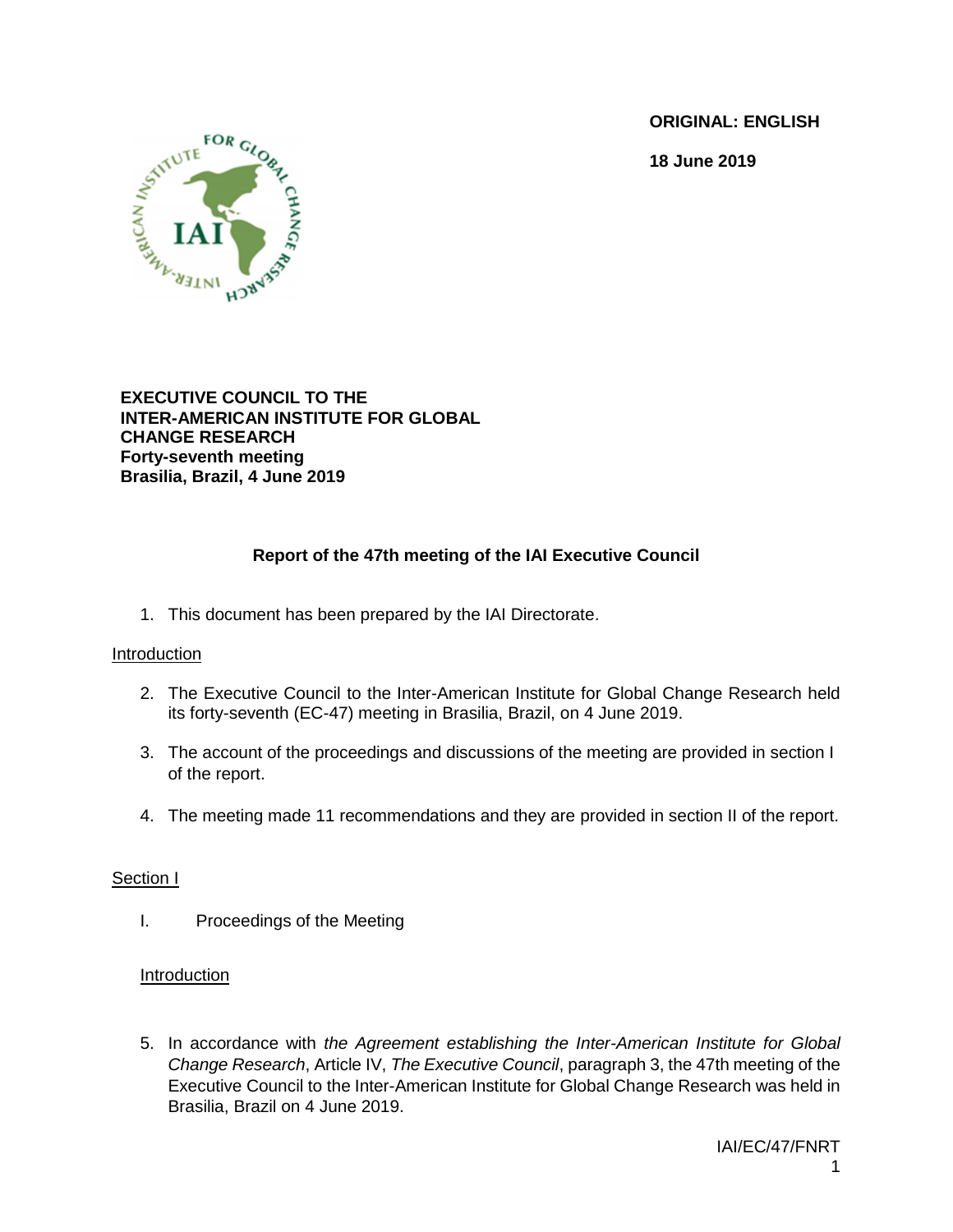**ORIGINAL: ENGLISH**

**18 June 2019**

**EXECUTIVE COUNCIL TO THE INTER-AMERICAN INSTITUTE FOR GLOBAL CHANGE RESEARCH**
**Forty-seventh meeting**
**Brasilia, Brazil, 4 June 2019**

# Report of the 47th meeting of the IAI Executive Council

1. This document has been prepared by the IAI Directorate.

<u>Introduction</u>

2. The Executive Council to the Inter-American Institute for Global Change Research held its forty-seventh (EC-47) meeting in Brasilia, Brazil, on 4 June 2019.

3. The account of the proceedings and discussions of the meeting are provided in section I of the report.

4. The meeting made 11 recommendations and they are provided in section II of the report.

<u>Section I</u>

I. Proceedings of the Meeting

<u>Introduction</u>

5. In accordance with *the Agreement establishing the Inter-American Institute for Global Change Research*, Article IV, *The Executive Council*, paragraph 3, the 47th meeting of the Executive Council to the Inter-American Institute for Global Change Research was held in Brasilia, Brazil on 4 June 2019.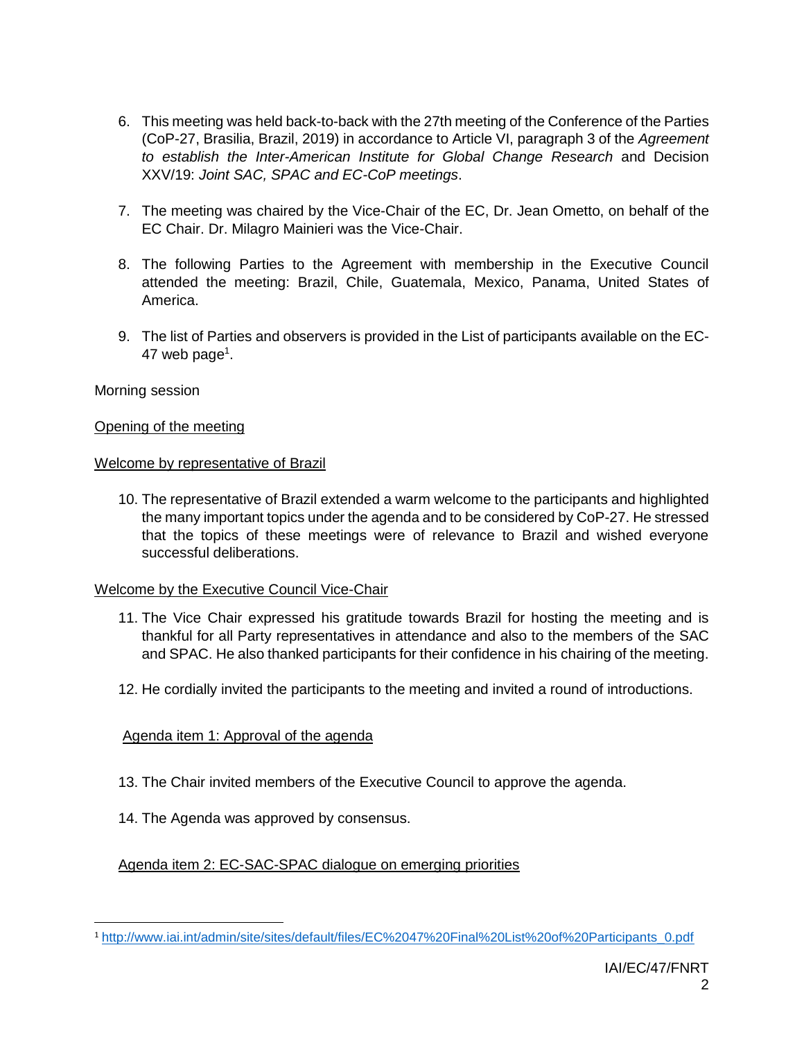6. This meeting was held back-to-back with the 27th meeting of the Conference of the Parties (CoP-27, Brasilia, Brazil, 2019) in accordance to Article VI, paragraph 3 of the *Agreement to establish the Inter-American Institute for Global Change Research* and Decision XXV/19: *Joint SAC, SPAC and EC-CoP meetings*.

7. The meeting was chaired by the Vice-Chair of the EC, Dr. Jean Ometto, on behalf of the EC Chair. Dr. Milagro Mainieri was the Vice-Chair.

8. The following Parties to the Agreement with membership in the Executive Council attended the meeting: Brazil, Chile, Guatemala, Mexico, Panama, United States of America.

9. The list of Parties and observers is provided in the List of participants available on the EC-47 web page[1].

Morning session

Opening of the meeting

Welcome by representative of Brazil

10. The representative of Brazil extended a warm welcome to the participants and highlighted the many important topics under the agenda and to be considered by CoP-27. He stressed that the topics of these meetings were of relevance to Brazil and wished everyone successful deliberations.

Welcome by the Executive Council Vice-Chair

11. The Vice Chair expressed his gratitude towards Brazil for hosting the meeting and is thankful for all Party representatives in attendance and also to the members of the SAC and SPAC. He also thanked participants for their confidence in his chairing of the meeting.

12. He cordially invited the participants to the meeting and invited a round of introductions.

Agenda item 1: Approval of the agenda

13. The Chair invited members of the Executive Council to approve the agenda.

14. The Agenda was approved by consensus.

Agenda item 2: EC-SAC-SPAC dialogue on emerging priorities

---

[1] http://www.iai.int/admin/site/sites/default/files/EC%2047%20Final%20List%20of%20Participants_0.pdf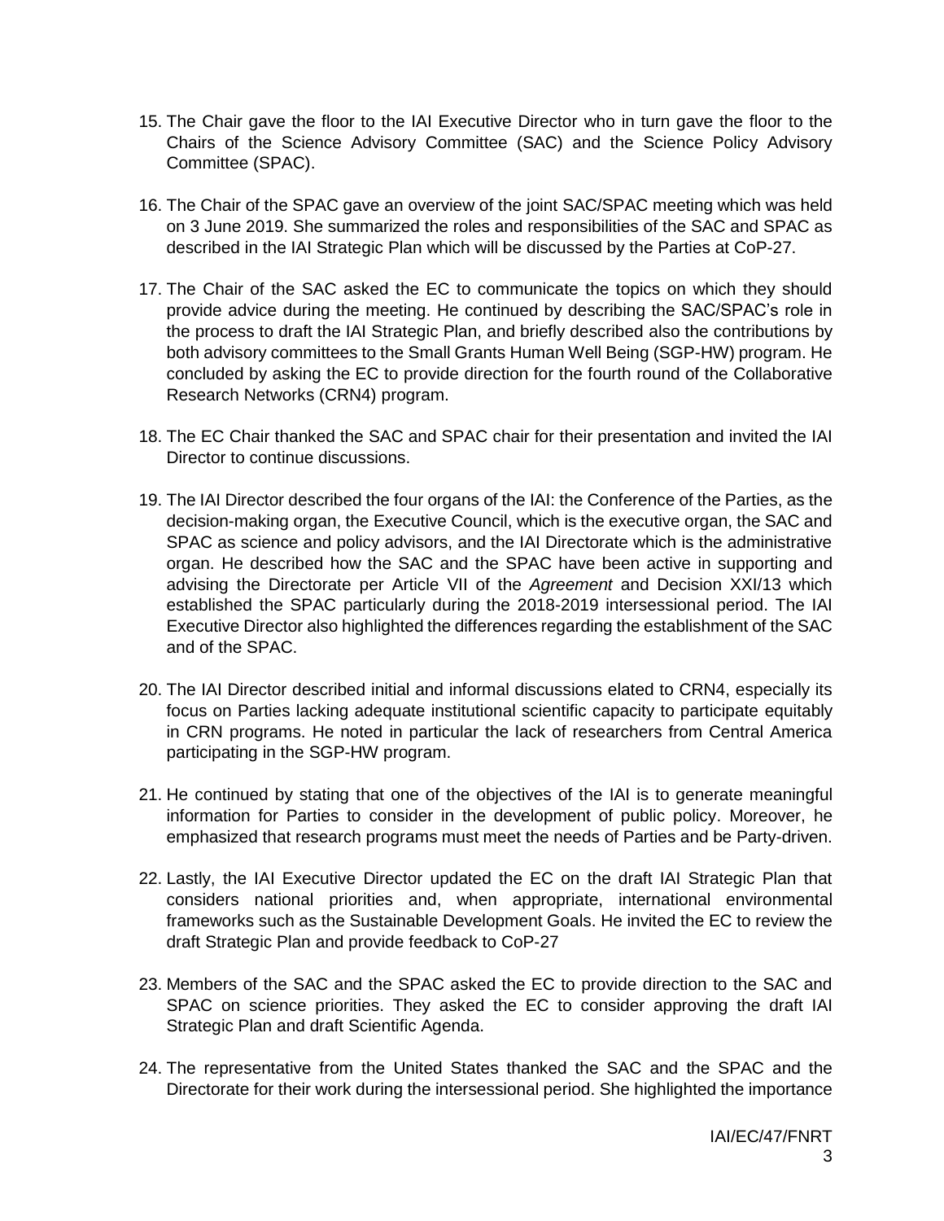15. The Chair gave the floor to the IAI Executive Director who in turn gave the floor to the Chairs of the Science Advisory Committee (SAC) and the Science Policy Advisory Committee (SPAC).

16. The Chair of the SPAC gave an overview of the joint SAC/SPAC meeting which was held on 3 June 2019. She summarized the roles and responsibilities of the SAC and SPAC as described in the IAI Strategic Plan which will be discussed by the Parties at CoP-27.

17. The Chair of the SAC asked the EC to communicate the topics on which they should provide advice during the meeting. He continued by describing the SAC/SPAC's role in the process to draft the IAI Strategic Plan, and briefly described also the contributions by both advisory committees to the Small Grants Human Well Being (SGP-HW) program. He concluded by asking the EC to provide direction for the fourth round of the Collaborative Research Networks (CRN4) program.

18. The EC Chair thanked the SAC and SPAC chair for their presentation and invited the IAI Director to continue discussions.

19. The IAI Director described the four organs of the IAI: the Conference of the Parties, as the decision-making organ, the Executive Council, which is the executive organ, the SAC and SPAC as science and policy advisors, and the IAI Directorate which is the administrative organ. He described how the SAC and the SPAC have been active in supporting and advising the Directorate per Article VII of the *Agreement* and Decision XXI/13 which established the SPAC particularly during the 2018-2019 intersessional period. The IAI Executive Director also highlighted the differences regarding the establishment of the SAC and of the SPAC.

20. The IAI Director described initial and informal discussions elated to CRN4, especially its focus on Parties lacking adequate institutional scientific capacity to participate equitably in CRN programs. He noted in particular the lack of researchers from Central America participating in the SGP-HW program.

21. He continued by stating that one of the objectives of the IAI is to generate meaningful information for Parties to consider in the development of public policy. Moreover, he emphasized that research programs must meet the needs of Parties and be Party-driven.

22. Lastly, the IAI Executive Director updated the EC on the draft IAI Strategic Plan that considers national priorities and, when appropriate, international environmental frameworks such as the Sustainable Development Goals. He invited the EC to review the draft Strategic Plan and provide feedback to CoP-27

23. Members of the SAC and the SPAC asked the EC to provide direction to the SAC and SPAC on science priorities. They asked the EC to consider approving the draft IAI Strategic Plan and draft Scientific Agenda.

24. The representative from the United States thanked the SAC and the SPAC and the Directorate for their work during the intersessional period. She highlighted the importance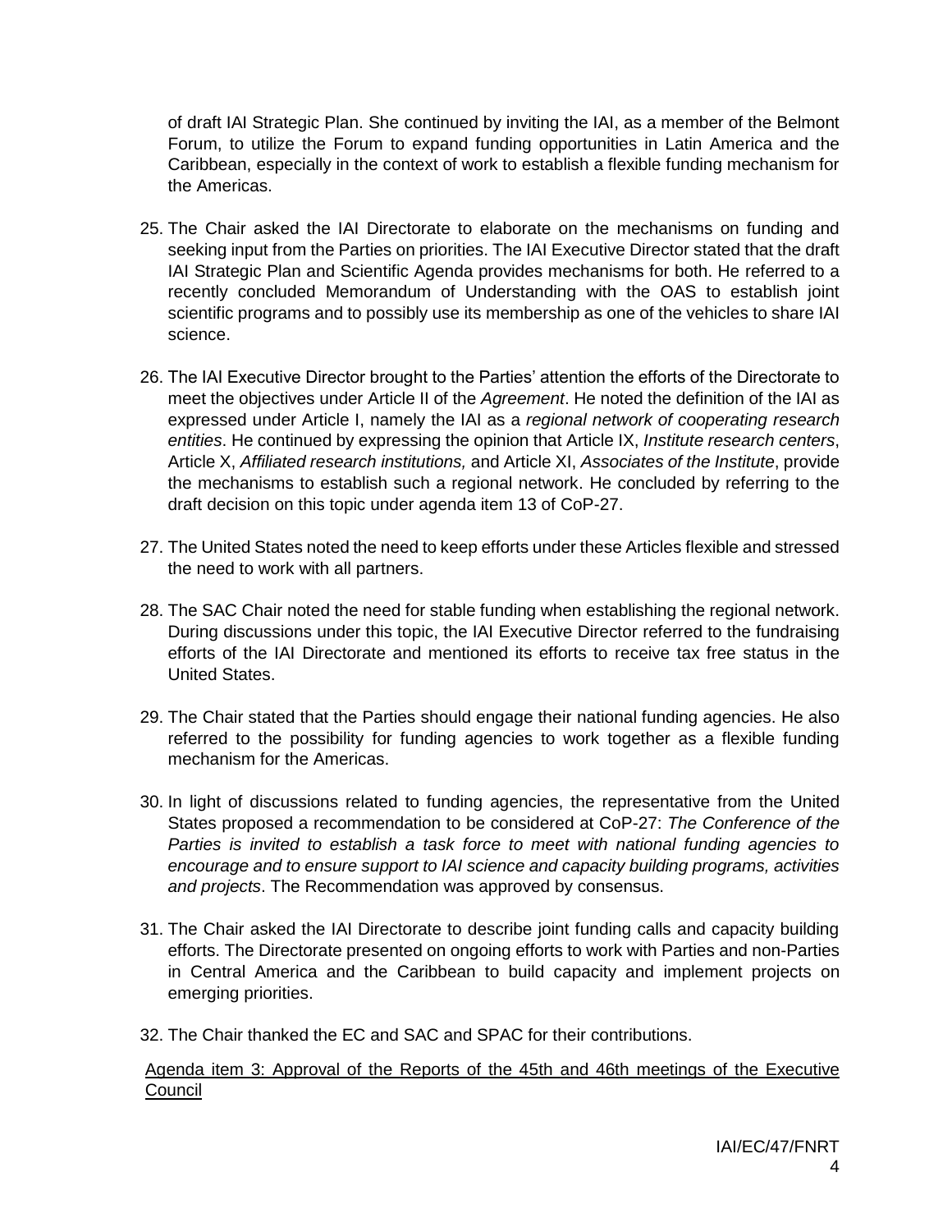of draft IAI Strategic Plan. She continued by inviting the IAI, as a member of the Belmont Forum, to utilize the Forum to expand funding opportunities in Latin America and the Caribbean, especially in the context of work to establish a flexible funding mechanism for the Americas.

25. The Chair asked the IAI Directorate to elaborate on the mechanisms on funding and seeking input from the Parties on priorities. The IAI Executive Director stated that the draft IAI Strategic Plan and Scientific Agenda provides mechanisms for both. He referred to a recently concluded Memorandum of Understanding with the OAS to establish joint scientific programs and to possibly use its membership as one of the vehicles to share IAI science.

26. The IAI Executive Director brought to the Parties' attention the efforts of the Directorate to meet the objectives under Article II of the *Agreement*. He noted the definition of the IAI as expressed under Article I, namely the IAI as a *regional network of cooperating research entities*. He continued by expressing the opinion that Article IX, *Institute research centers*, Article X, *Affiliated research institutions,* and Article XI, *Associates of the Institute*, provide the mechanisms to establish such a regional network. He concluded by referring to the draft decision on this topic under agenda item 13 of CoP-27.

27. The United States noted the need to keep efforts under these Articles flexible and stressed the need to work with all partners.

28. The SAC Chair noted the need for stable funding when establishing the regional network. During discussions under this topic, the IAI Executive Director referred to the fundraising efforts of the IAI Directorate and mentioned its efforts to receive tax free status in the United States.

29. The Chair stated that the Parties should engage their national funding agencies. He also referred to the possibility for funding agencies to work together as a flexible funding mechanism for the Americas.

30. In light of discussions related to funding agencies, the representative from the United States proposed a recommendation to be considered at CoP-27: *The Conference of the Parties is invited to establish a task force to meet with national funding agencies to encourage and to ensure support to IAI science and capacity building programs, activities and projects*. The Recommendation was approved by consensus.

31. The Chair asked the IAI Directorate to describe joint funding calls and capacity building efforts. The Directorate presented on ongoing efforts to work with Parties and non-Parties in Central America and the Caribbean to build capacity and implement projects on emerging priorities.

32. The Chair thanked the EC and SAC and SPAC for their contributions.

<u>Agenda item 3: Approval of the Reports of the 45th and 46th meetings of the Executive Council</u>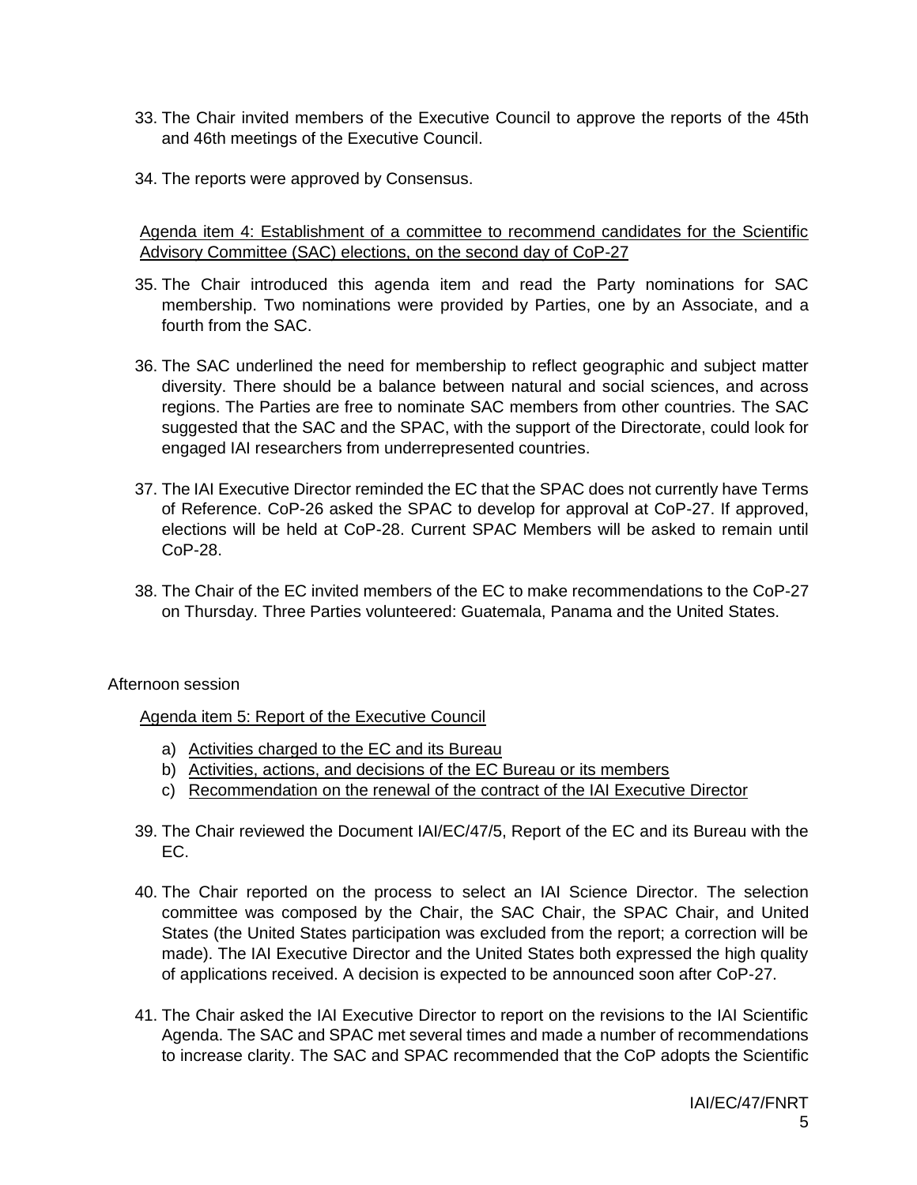33. The Chair invited members of the Executive Council to approve the reports of the 45th and 46th meetings of the Executive Council.

34. The reports were approved by Consensus.

Agenda item 4: Establishment of a committee to recommend candidates for the Scientific Advisory Committee (SAC) elections, on the second day of CoP-27

35. The Chair introduced this agenda item and read the Party nominations for SAC membership. Two nominations were provided by Parties, one by an Associate, and a fourth from the SAC.

36. The SAC underlined the need for membership to reflect geographic and subject matter diversity. There should be a balance between natural and social sciences, and across regions. The Parties are free to nominate SAC members from other countries. The SAC suggested that the SAC and the SPAC, with the support of the Directorate, could look for engaged IAI researchers from underrepresented countries.

37. The IAI Executive Director reminded the EC that the SPAC does not currently have Terms of Reference. CoP-26 asked the SPAC to develop for approval at CoP-27. If approved, elections will be held at CoP-28. Current SPAC Members will be asked to remain until CoP-28.

38. The Chair of the EC invited members of the EC to make recommendations to the CoP-27 on Thursday. Three Parties volunteered: Guatemala, Panama and the United States.

Afternoon session

Agenda item 5: Report of the Executive Council

a) Activities charged to the EC and its Bureau
b) Activities, actions, and decisions of the EC Bureau or its members
c) Recommendation on the renewal of the contract of the IAI Executive Director

39. The Chair reviewed the Document IAI/EC/47/5, Report of the EC and its Bureau with the EC.

40. The Chair reported on the process to select an IAI Science Director. The selection committee was composed by the Chair, the SAC Chair, the SPAC Chair, and United States (the United States participation was excluded from the report; a correction will be made). The IAI Executive Director and the United States both expressed the high quality of applications received. A decision is expected to be announced soon after CoP-27.

41. The Chair asked the IAI Executive Director to report on the revisions to the IAI Scientific Agenda. The SAC and SPAC met several times and made a number of recommendations to increase clarity. The SAC and SPAC recommended that the CoP adopts the Scientific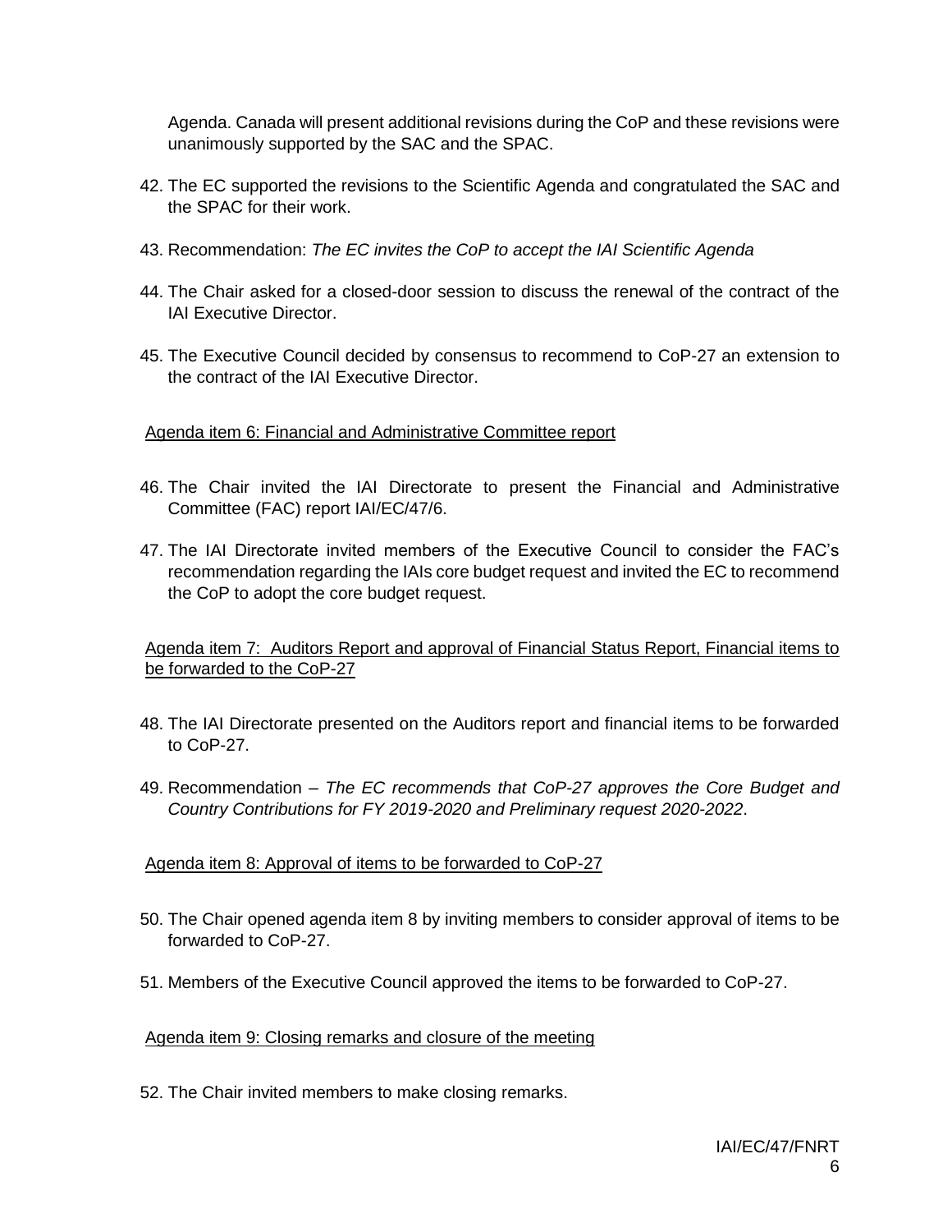Agenda. Canada will present additional revisions during the CoP and these revisions were unanimously supported by the SAC and the SPAC.

42. The EC supported the revisions to the Scientific Agenda and congratulated the SAC and the SPAC for their work.

43. Recommendation: *The EC invites the CoP to accept the IAI Scientific Agenda*

44. The Chair asked for a closed-door session to discuss the renewal of the contract of the IAI Executive Director.

45. The Executive Council decided by consensus to recommend to CoP-27 an extension to the contract of the IAI Executive Director.

<u>Agenda item 6: Financial and Administrative Committee report</u>

46. The Chair invited the IAI Directorate to present the Financial and Administrative Committee (FAC) report IAI/EC/47/6.

47. The IAI Directorate invited members of the Executive Council to consider the FAC's recommendation regarding the IAIs core budget request and invited the EC to recommend the CoP to adopt the core budget request.

<u>Agenda item 7: Auditors Report and approval of Financial Status Report, Financial items to be forwarded to the CoP-27</u>

48. The IAI Directorate presented on the Auditors report and financial items to be forwarded to CoP-27.

49. Recommendation – *The EC recommends that CoP-27 approves the Core Budget and Country Contributions for FY 2019-2020 and Preliminary request 2020-2022*.

<u>Agenda item 8: Approval of items to be forwarded to CoP-27</u>

50. The Chair opened agenda item 8 by inviting members to consider approval of items to be forwarded to CoP-27.

51. Members of the Executive Council approved the items to be forwarded to CoP-27.

<u>Agenda item 9: Closing remarks and closure of the meeting</u>

52. The Chair invited members to make closing remarks.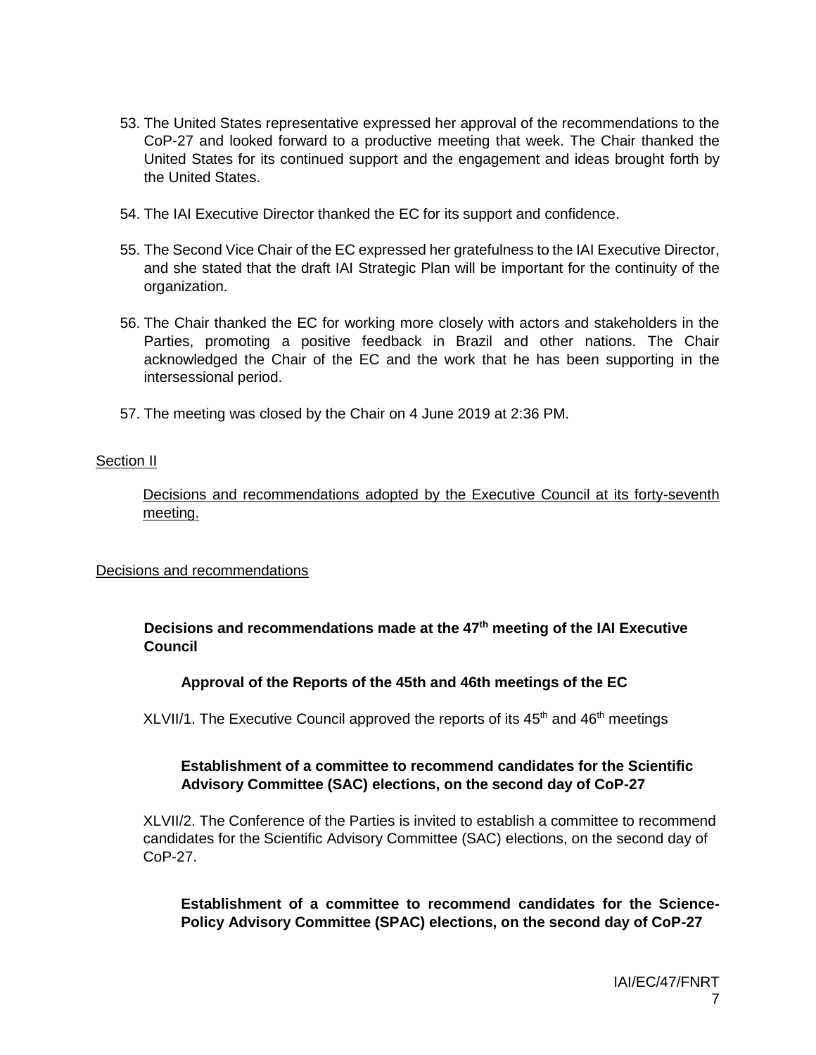53. The United States representative expressed her approval of the recommendations to the CoP-27 and looked forward to a productive meeting that week. The Chair thanked the United States for its continued support and the engagement and ideas brought forth by the United States.

54. The IAI Executive Director thanked the EC for its support and confidence.

55. The Second Vice Chair of the EC expressed her gratefulness to the IAI Executive Director, and she stated that the draft IAI Strategic Plan will be important for the continuity of the organization.

56. The Chair thanked the EC for working more closely with actors and stakeholders in the Parties, promoting a positive feedback in Brazil and other nations. The Chair acknowledged the Chair of the EC and the work that he has been supporting in the intersessional period.

57. The meeting was closed by the Chair on 4 June 2019 at 2:36 PM.

Section II

Decisions and recommendations adopted by the Executive Council at its forty-seventh meeting.

Decisions and recommendations

**Decisions and recommendations made at the 47th meeting of the IAI Executive Council**

**Approval of the Reports of the 45th and 46th meetings of the EC**

XLVII/1. The Executive Council approved the reports of its 45th and 46th meetings

**Establishment of a committee to recommend candidates for the Scientific Advisory Committee (SAC) elections, on the second day of CoP-27**

XLVII/2. The Conference of the Parties is invited to establish a committee to recommend candidates for the Scientific Advisory Committee (SAC) elections, on the second day of CoP-27.

**Establishment of a committee to recommend candidates for the Science-Policy Advisory Committee (SPAC) elections, on the second day of CoP-27**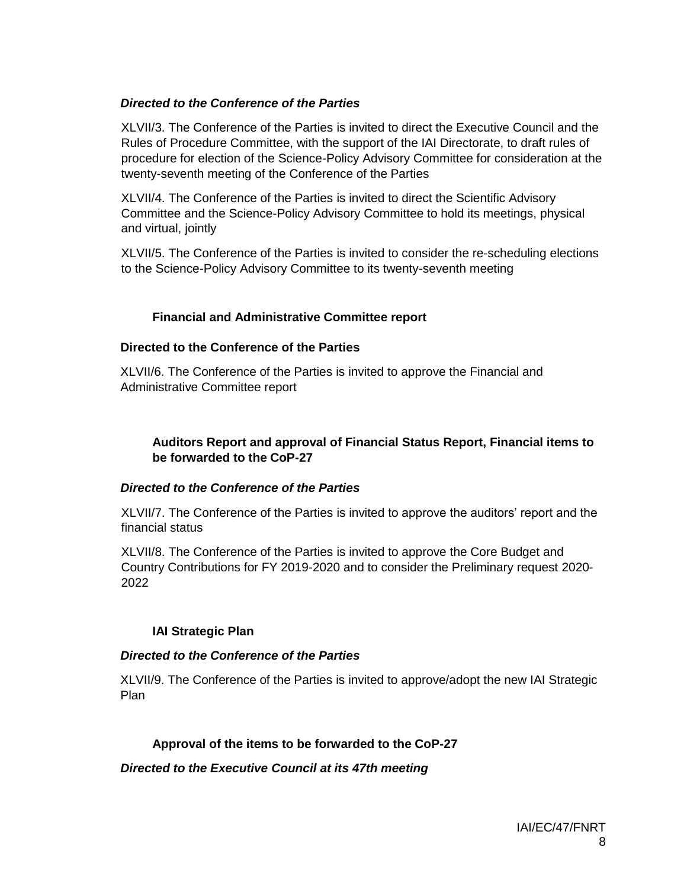***Directed to the Conference of the Parties***

XLVII/3. The Conference of the Parties is invited to direct the Executive Council and the Rules of Procedure Committee, with the support of the IAI Directorate, to draft rules of procedure for election of the Science-Policy Advisory Committee for consideration at the twenty-seventh meeting of the Conference of the Parties

XLVII/4. The Conference of the Parties is invited to direct the Scientific Advisory Committee and the Science-Policy Advisory Committee to hold its meetings, physical and virtual, jointly

XLVII/5. The Conference of the Parties is invited to consider the re-scheduling elections to the Science-Policy Advisory Committee to its twenty-seventh meeting

**Financial and Administrative Committee report**

**Directed to the Conference of the Parties**

XLVII/6. The Conference of the Parties is invited to approve the Financial and Administrative Committee report

**Auditors Report and approval of Financial Status Report, Financial items to be forwarded to the CoP-27**

***Directed to the Conference of the Parties***

XLVII/7. The Conference of the Parties is invited to approve the auditors' report and the financial status

XLVII/8. The Conference of the Parties is invited to approve the Core Budget and Country Contributions for FY 2019-2020 and to consider the Preliminary request 2020-2022

**IAI Strategic Plan**

***Directed to the Conference of the Parties***

XLVII/9. The Conference of the Parties is invited to approve/adopt the new IAI Strategic Plan

**Approval of the items to be forwarded to the CoP-27**

***Directed to the Executive Council at its 47th meeting***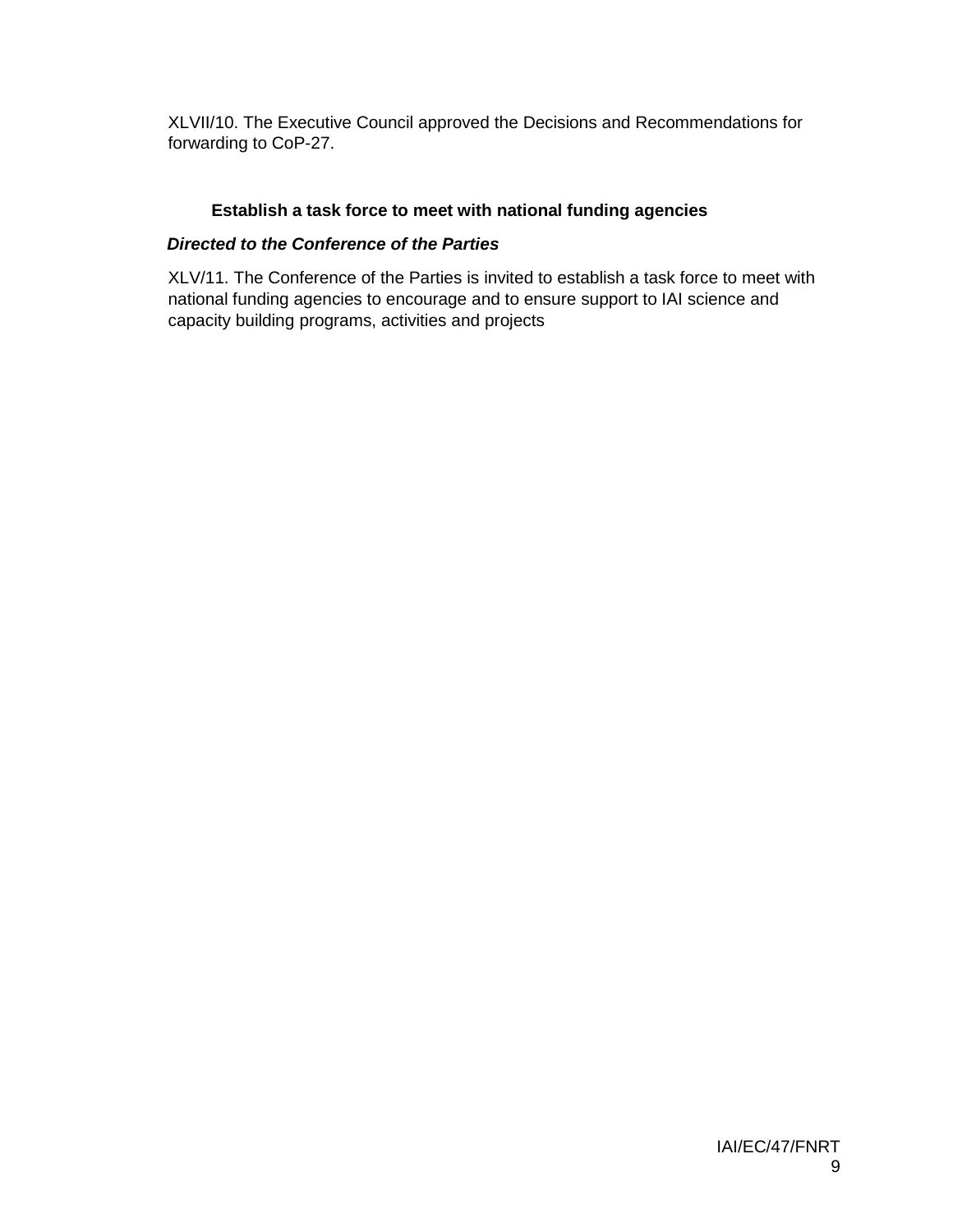XLVII/10. The Executive Council approved the Decisions and Recommendations for forwarding to CoP-27.

### Establish a task force to meet with national funding agencies

***Directed to the Conference of the Parties***

XLV/11. The Conference of the Parties is invited to establish a task force to meet with national funding agencies to encourage and to ensure support to IAI science and capacity building programs, activities and projects